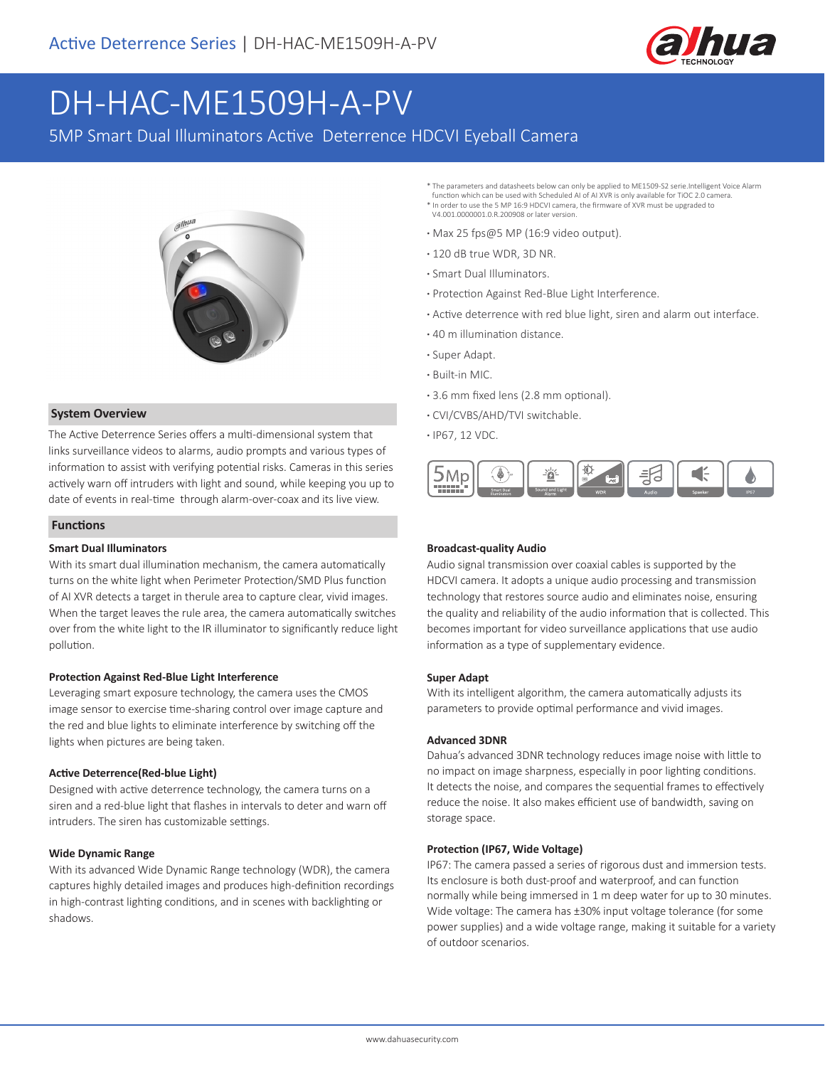Active Deterrence Series | DH-HAC-ME1509H-A-PV

# DH-HAC-ME1509H-A-PV

5MP Smart Dual Illuminators Active Deterrence HDCVI Eyeball Camera

* The parameters and datasheets below can only be applied to ME1509-S2 serie.Intelligent Voice Alarm function which can be used with Scheduled AI of AI XVR is only available for TiOC 2.0 camera.
* In order to use the 5 MP 16:9 HDCVI camera, the firmware of XVR must be upgraded to V4.001.0000001.0.R.200908 or later version.

- Max 25 fps@5 MP (16:9 video output).
- 120 dB true WDR, 3D NR.
- Smart Dual Illuminators.
- Protection Against Red-Blue Light Interference.
- Active deterrence with red blue light, siren and alarm out interface.
- 40 m illumination distance.
- Super Adapt.
- Built-in MIC.
- 3.6 mm fixed lens (2.8 mm optional).
- CVI/CVBS/AHD/TVI switchable.
- IP67, 12 VDC.

## System Overview

The Active Deterrence Series offers a multi-dimensional system that links surveillance videos to alarms, audio prompts and various types of information to assist with verifying potential risks. Cameras in this series actively warn off intruders with light and sound, while keeping you up to date of events in real-time through alarm-over-coax and its live view.

## Functions

### Smart Dual Illuminators

With its smart dual illumination mechanism, the camera automatically turns on the white light when Perimeter Protection/SMD Plus function of AI XVR detects a target in therule area to capture clear, vivid images. When the target leaves the rule area, the camera automatically switches over from the white light to the IR illuminator to significantly reduce light pollution.

### Protection Against Red-Blue Light Interference

Leveraging smart exposure technology, the camera uses the CMOS image sensor to exercise time-sharing control over image capture and the red and blue lights to eliminate interference by switching off the lights when pictures are being taken.

### Active Deterrence(Red-blue Light)

Designed with active deterrence technology, the camera turns on a siren and a red-blue light that flashes in intervals to deter and warn off intruders. The siren has customizable settings.

### Wide Dynamic Range

With its advanced Wide Dynamic Range technology (WDR), the camera captures highly detailed images and produces high-definition recordings in high-contrast lighting conditions, and in scenes with backlighting or shadows.

### Broadcast-quality Audio

Audio signal transmission over coaxial cables is supported by the HDCVI camera. It adopts a unique audio processing and transmission technology that restores source audio and eliminates noise, ensuring the quality and reliability of the audio information that is collected. This becomes important for video surveillance applications that use audio information as a type of supplementary evidence.

### Super Adapt

With its intelligent algorithm, the camera automatically adjusts its parameters to provide optimal performance and vivid images.

### Advanced 3DNR

Dahua's advanced 3DNR technology reduces image noise with little to no impact on image sharpness, especially in poor lighting conditions. It detects the noise, and compares the sequential frames to effectively reduce the noise. It also makes efficient use of bandwidth, saving on storage space.

### Protection (IP67, Wide Voltage)

IP67: The camera passed a series of rigorous dust and immersion tests. Its enclosure is both dust-proof and waterproof, and can function normally while being immersed in 1 m deep water for up to 30 minutes.
Wide voltage: The camera has ±30% input voltage tolerance (for some power supplies) and a wide voltage range, making it suitable for a variety of outdoor scenarios.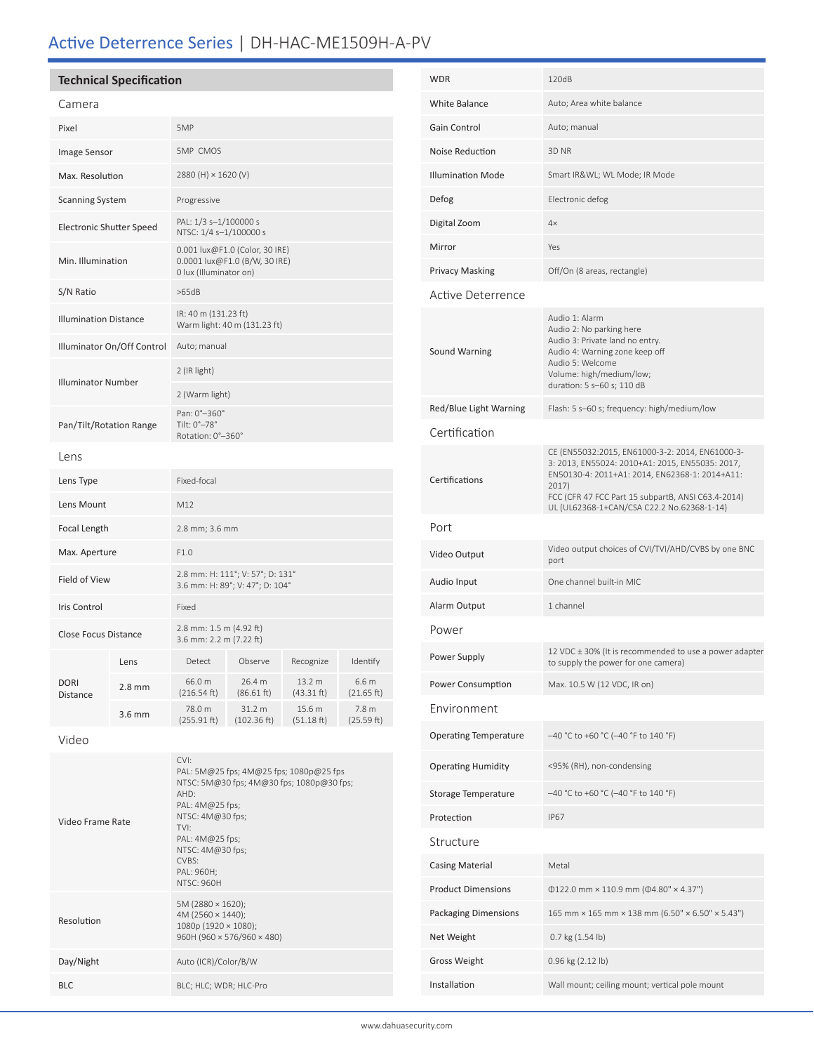# Active Deterrence Series | DH-HAC-ME1509H-A-PV

## Technical Specification

### Camera

| | |
|---|---|
| Pixel | 5MP |
| Image Sensor | 5MP CMOS |
| Max. Resolution | 2880 (H) × 1620 (V) |
| Scanning System | Progressive |
| Electronic Shutter Speed | PAL: 1/3 s–1/100000 s<br>NTSC: 1/4 s–1/100000 s |
| Min. Illumination | 0.001 lux@F1.0 (Color, 30 IRE)<br>0.0001 lux@F1.0 (B/W, 30 IRE)<br>0 lux (Illuminator on) |
| S/N Ratio | >65dB |
| Illumination Distance | IR: 40 m (131.23 ft)<br>Warm light: 40 m (131.23 ft) |
| Illuminator On/Off Control | Auto; manual |
| Illuminator Number | 2 (IR light)<br>2 (Warm light) |
| Pan/Tilt/Rotation Range | Pan: 0°–360°<br>Tilt: 0°–78°<br>Rotation: 0°–360° |

### Lens

| | |
|---|---|
| Lens Type | Fixed-focal |
| Lens Mount | M12 |
| Focal Length | 2.8 mm; 3.6 mm |
| Max. Aperture | F1.0 |
| Field of View | 2.8 mm: H: 111°; V: 57°; D: 131°<br>3.6 mm: H: 89°; V: 47°; D: 104° |
| Iris Control | Fixed |
| Close Focus Distance | 2.8 mm: 1.5 m (4.92 ft)<br>3.6 mm: 2.2 m (7.22 ft) |

| DORI Distance | Lens | Detect | Observe | Recognize | Identify |
|---|---|---|---|---|---|
| | 2.8 mm | 66.0 m (216.54 ft) | 26.4 m (86.61 ft) | 13.2 m (43.31 ft) | 6.6 m (21.65 ft) |
| | 3.6 mm | 78.0 m (255.91 ft) | 31.2 m (102.36 ft) | 15.6 m (51.18 ft) | 7.8 m (25.59 ft) |

### Video

| | |
|---|---|
| Video Frame Rate | CVI:<br>PAL: 5M@25 fps; 4M@25 fps; 1080p@25 fps<br>NTSC: 5M@30 fps; 4M@30 fps; 1080p@30 fps;<br>AHD:<br>PAL: 4M@25 fps;<br>NTSC: 4M@30 fps;<br>TVI:<br>PAL: 4M@25 fps;<br>NTSC: 4M@30 fps;<br>CVBS:<br>PAL: 960H;<br>NTSC: 960H |
| Resolution | 5M (2880 × 1620);<br>4M (2560 × 1440);<br>1080p (1920 × 1080);<br>960H (960 × 576/960 × 480) |
| Day/Night | Auto (ICR)/Color/B/W |
| BLC | BLC; HLC; WDR; HLC-Pro |
| WDR | 120dB |
| White Balance | Auto; Area white balance |
| Gain Control | Auto; manual |
| Noise Reduction | 3D NR |
| Illumination Mode | Smart IR&WL; WL Mode; IR Mode |
| Defog | Electronic defog |
| Digital Zoom | 4× |
| Mirror | Yes |
| Privacy Masking | Off/On (8 areas, rectangle) |

### Active Deterrence

| | |
|---|---|
| Sound Warning | Audio 1: Alarm<br>Audio 2: No parking here<br>Audio 3: Private land no entry.<br>Audio 4: Warning zone keep off<br>Audio 5: Welcome<br>Volume: high/medium/low;<br>duration: 5 s–60 s; 110 dB |
| Red/Blue Light Warning | Flash: 5 s–60 s; frequency: high/medium/low |

### Certification

| | |
|---|---|
| Certifications | CE (EN55032:2015, EN61000-3-2: 2014, EN61000-3-3: 2013, EN55024: 2010+A1: 2015, EN55035: 2017, EN50130-4: 2011+A1: 2014, EN62368-1: 2014+A11: 2017)<br>FCC (CFR 47 FCC Part 15 subpartB, ANSI C63.4-2014)<br>UL (UL62368-1+CAN/CSA C22.2 No.62368-1-14) |

### Port

| | |
|---|---|
| Video Output | Video output choices of CVI/TVI/AHD/CVBS by one BNC port |
| Audio Input | One channel built-in MIC |
| Alarm Output | 1 channel |

### Power

| | |
|---|---|
| Power Supply | 12 VDC ± 30% (It is recommended to use a power adapter to supply the power for one camera) |
| Power Consumption | Max. 10.5 W (12 VDC, IR on) |

### Environment

| | |
|---|---|
| Operating Temperature | –40 °C to +60 °C (–40 °F to 140 °F) |
| Operating Humidity | <95% (RH), non-condensing |
| Storage Temperature | –40 °C to +60 °C (–40 °F to 140 °F) |
| Protection | IP67 |

### Structure

| | |
|---|---|
| Casing Material | Metal |
| Product Dimensions | Φ122.0 mm × 110.9 mm (Φ4.80" × 4.37") |
| Packaging Dimensions | 165 mm × 165 mm × 138 mm (6.50" × 6.50" × 5.43") |
| Net Weight | 0.7 kg (1.54 lb) |
| Gross Weight | 0.96 kg (2.12 lb) |
| Installation | Wall mount; ceiling mount; vertical pole mount |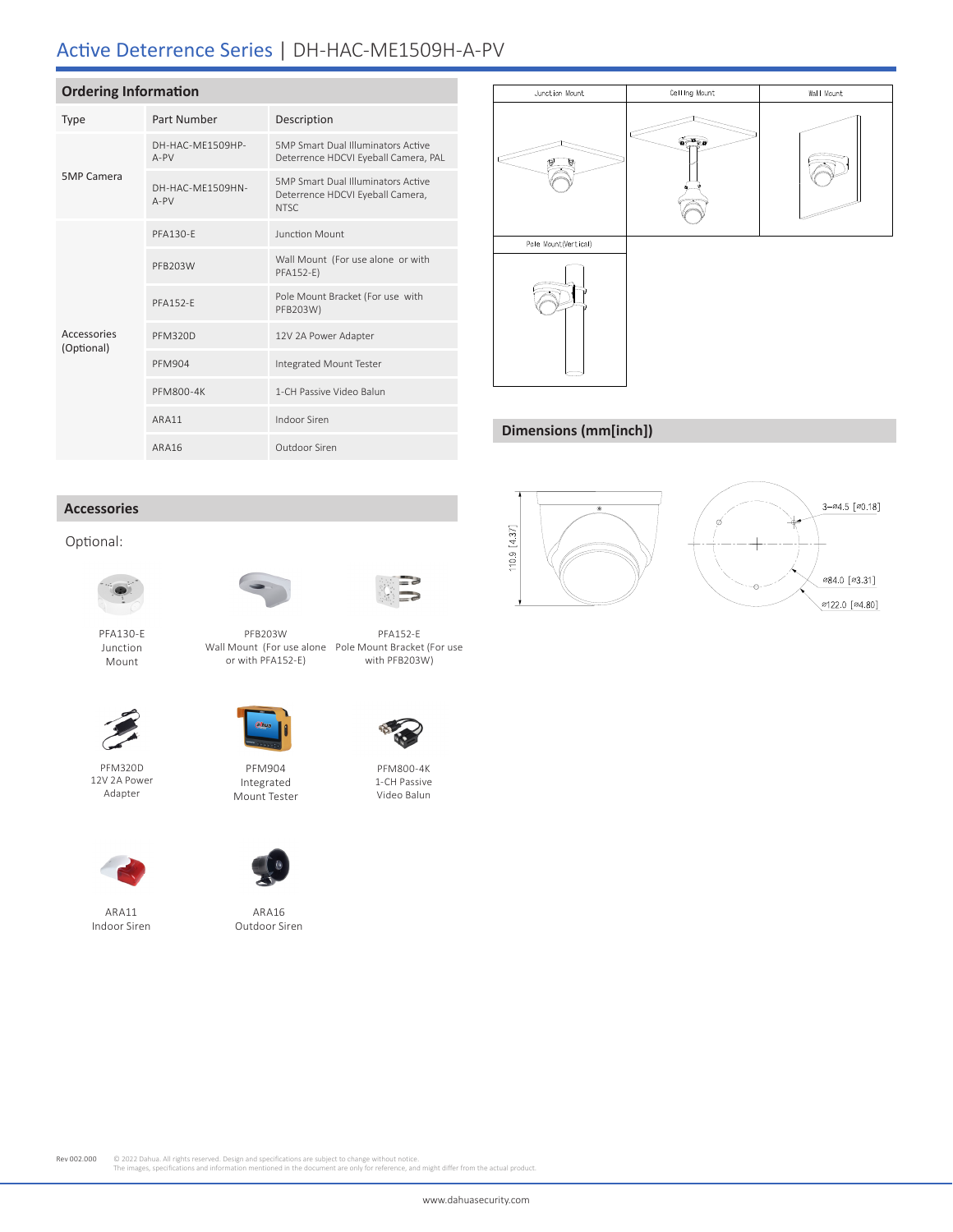# Active Deterrence Series | DH-HAC-ME1509H-A-PV

## Ordering Information

| Type | Part Number | Description |
|---|---|---|
| 5MP Camera | DH-HAC-ME1509HP-A-PV | 5MP Smart Dual Illuminators Active Deterrence HDCVI Eyeball Camera, PAL |
| | DH-HAC-ME1509HN-A-PV | 5MP Smart Dual Illuminators Active Deterrence HDCVI Eyeball Camera, NTSC |
| Accessories (Optional) | PFA130-E | Junction Mount |
| | PFB203W | Wall Mount (For use alone or with PFA152-E) |
| | PFA152-E | Pole Mount Bracket (For use with PFB203W) |
| | PFM320D | 12V 2A Power Adapter |
| | PFM904 | Integrated Mount Tester |
| | PFM800-4K | 1-CH Passive Video Balun |
| | ARA11 | Indoor Siren |
| | ARA16 | Outdoor Siren |

Junction Mount

Ceiling Mount

Wall Mount

Pole Mount(Vertical)

## Accessories

Optional:

PFA130-E
Junction Mount

PFB203W
Wall Mount (For use alone or with PFA152-E)

PFA152-E
Pole Mount Bracket (For use with PFB203W)

PFM320D
12V 2A Power Adapter

PFM904
Integrated Mount Tester

PFM800-4K
1-CH Passive Video Balun

ARA11
Indoor Siren

ARA16
Outdoor Siren

## Dimensions (mm[inch])

110.9 [4.37]

3–ø4.5 [ø0.18]

ø84.0 [ø3.31]

ø122.0 [ø4.80]

Rev 002.000

© 2022 Dahua. All rights reserved. Design and specifications are subject to change without notice.
The images, specifications and information mentioned in the document are only for reference, and might differ from the actual product.

www.dahuasecurity.com